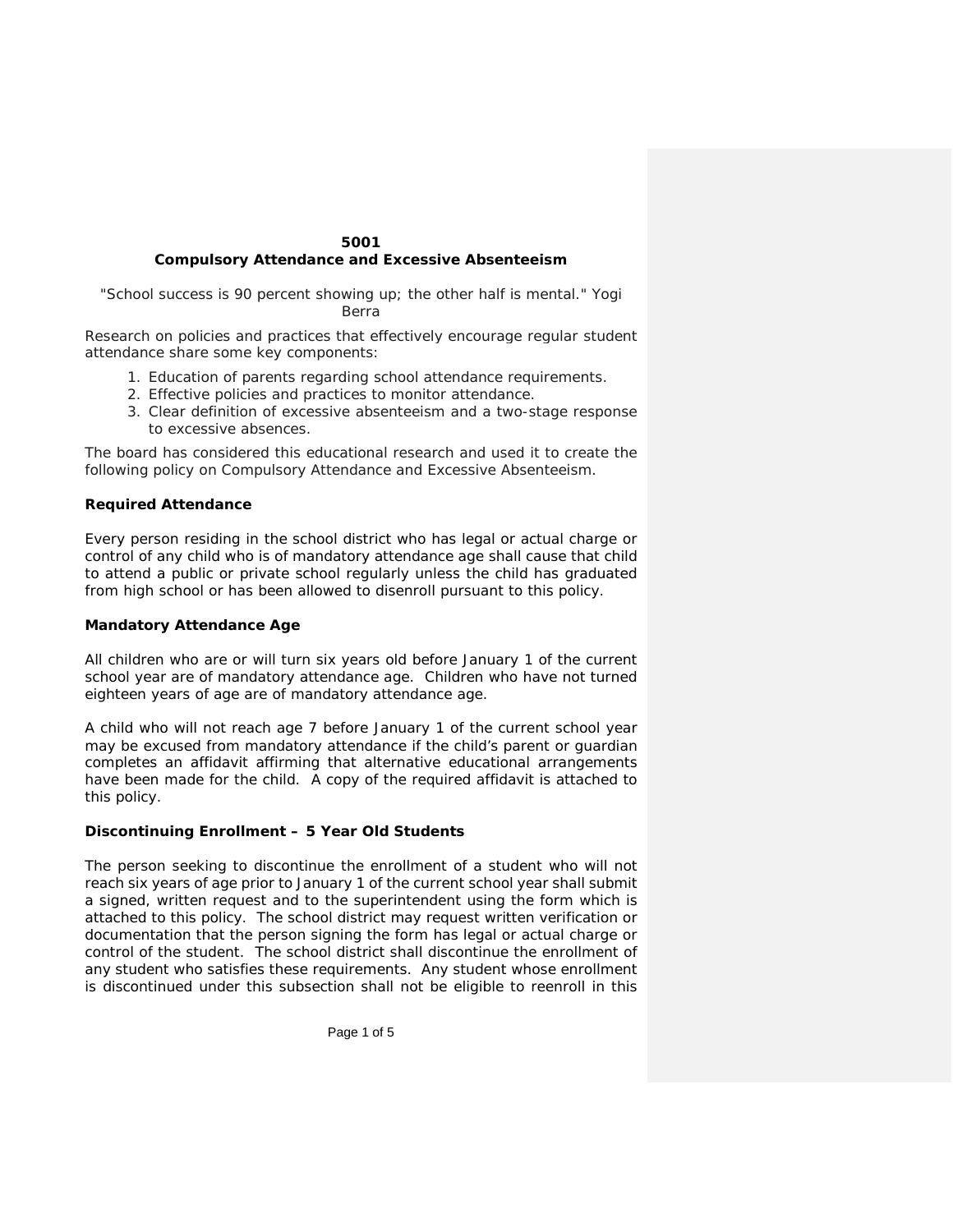# 5001
## Compulsory Attendance and Excessive Absenteeism

"School success is 90 percent showing up; the other half is mental." Yogi Berra

Research on policies and practices that effectively encourage regular student attendance share some key components:

1. Education of parents regarding school attendance requirements.
2. Effective policies and practices to monitor attendance.
3. Clear definition of excessive absenteeism and a two-stage response to excessive absences.

The board has considered this educational research and used it to create the following policy on Compulsory Attendance and Excessive Absenteeism.

### Required Attendance

Every person residing in the school district who has legal or actual charge or control of any child who is of mandatory attendance age shall cause that child to attend a public or private school regularly unless the child has graduated from high school or has been allowed to disenroll pursuant to this policy.

### Mandatory Attendance Age

All children who are or will turn six years old before January 1 of the current school year are of mandatory attendance age. Children who have not turned eighteen years of age are of mandatory attendance age.

A child who will not reach age 7 before January 1 of the current school year may be excused from mandatory attendance if the child's parent or guardian completes an affidavit affirming that alternative educational arrangements have been made for the child. A copy of the required affidavit is attached to this policy.

### Discontinuing Enrollment – 5 Year Old Students

The person seeking to discontinue the enrollment of a student who will not reach six years of age prior to January 1 of the current school year shall submit a signed, written request and to the superintendent using the form which is attached to this policy. The school district may request written verification or documentation that the person signing the form has legal or actual charge or control of the student. The school district shall discontinue the enrollment of any student who satisfies these requirements. Any student whose enrollment is discontinued under this subsection shall not be eligible to reenroll in this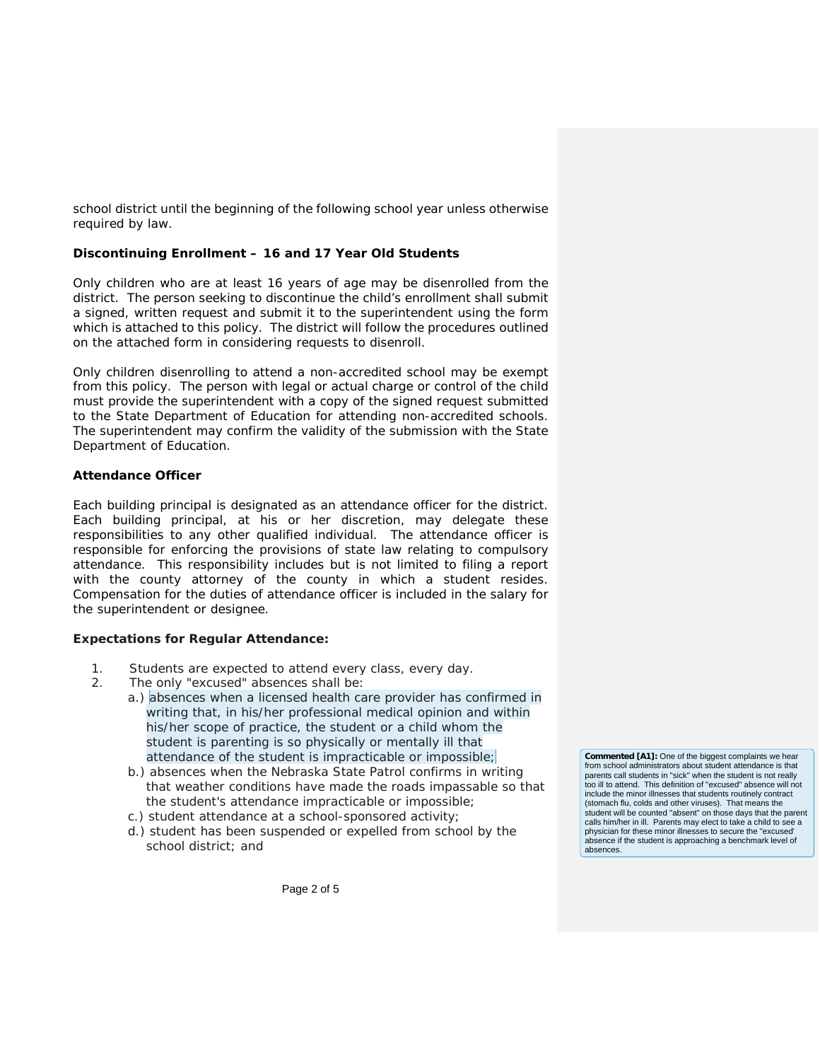school district until the beginning of the following school year unless otherwise required by law.

**Discontinuing Enrollment – 16 and 17 Year Old Students**

Only children who are at least 16 years of age may be disenrolled from the district. The person seeking to discontinue the child's enrollment shall submit a signed, written request and submit it to the superintendent using the form which is attached to this policy. The district will follow the procedures outlined on the attached form in considering requests to disenroll.

Only children disenrolling to attend a non-accredited school may be exempt from this policy. The person with legal or actual charge or control of the child must provide the superintendent with a copy of the signed request submitted to the State Department of Education for attending non-accredited schools. The superintendent may confirm the validity of the submission with the State Department of Education.

**Attendance Officer**

Each building principal is designated as an attendance officer for the district. Each building principal, at his or her discretion, may delegate these responsibilities to any other qualified individual. The attendance officer is responsible for enforcing the provisions of state law relating to compulsory attendance. This responsibility includes but is not limited to filing a report with the county attorney of the county in which a student resides. Compensation for the duties of attendance officer is included in the salary for the superintendent or designee.

**Expectations for Regular Attendance:**

1. Students are expected to attend every class, every day.
2. The only "excused" absences shall be:
   a.) absences when a licensed health care provider has confirmed in writing that, in his/her professional medical opinion and within his/her scope of practice, the student or a child whom the student is parenting is so physically or mentally ill that attendance of the student is impracticable or impossible;
   b.) absences when the Nebraska State Patrol confirms in writing that weather conditions have made the roads impassable so that the student's attendance impracticable or impossible;
   c.) student attendance at a school-sponsored activity;
   d.) student has been suspended or expelled from school by the school district; and

**Commented [A1]:** One of the biggest complaints we hear from school administrators about student attendance is that parents call students in "sick" when the student is not really too ill to attend. This definition of "excused" absence will not include the minor illnesses that students routinely contract (stomach flu, colds and other viruses). That means the student will be counted "absent" on those days that the parent calls him/her in ill. Parents may elect to take a child to see a physician for these minor illnesses to secure the "excused' absence if the student is approaching a benchmark level of absences.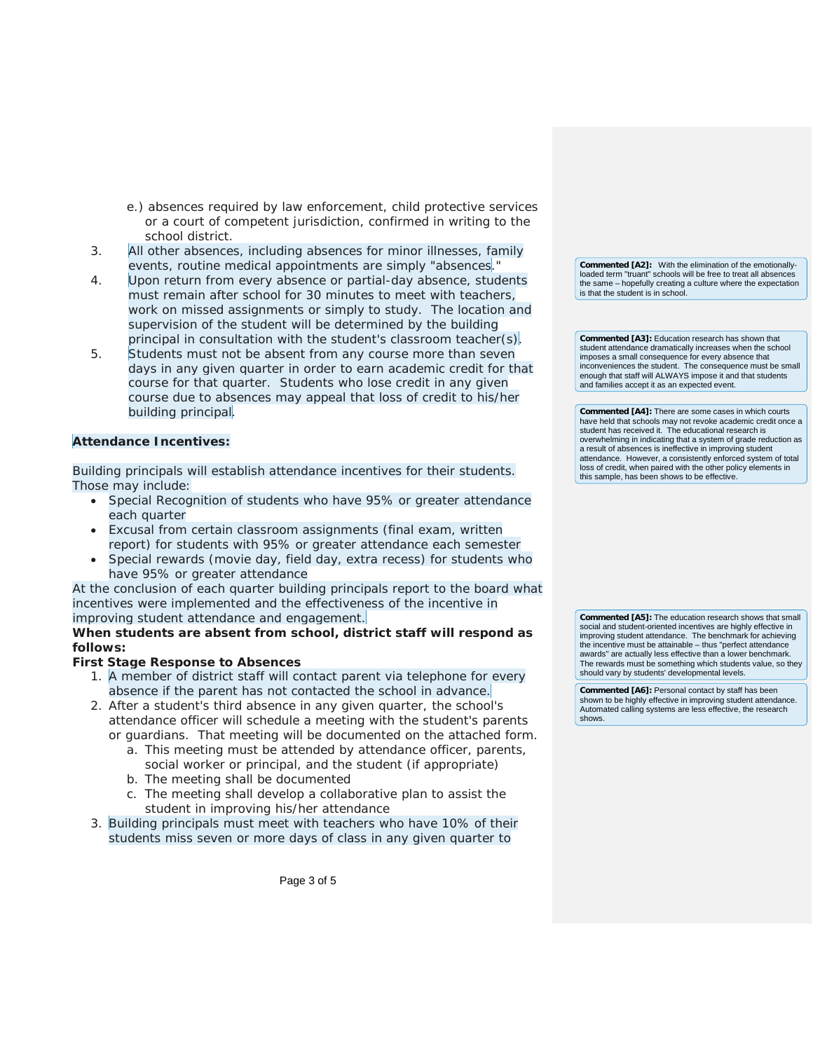e.) absences required by law enforcement, child protective services or a court of competent jurisdiction, confirmed in writing to the school district.

3. All other absences, including absences for minor illnesses, family events, routine medical appointments are simply "absences."
4. Upon return from every absence or partial-day absence, students must remain after school for 30 minutes to meet with teachers, work on missed assignments or simply to study. The location and supervision of the student will be determined by the building principal in consultation with the student's classroom teacher(s).
5. Students must not be absent from any course more than seven days in any given quarter in order to earn academic credit for that course for that quarter. Students who lose credit in any given course due to absences may appeal that loss of credit to his/her building principal.

**Commented [A2]:** With the elimination of the emotionally-loaded term "truant" schools will be free to treat all absences the same – hopefully creating a culture where the expectation is that the student is in school.

**Commented [A3]:** Education research has shown that student attendance dramatically increases when the school imposes a small consequence for every absence that inconveniences the student. The consequence must be small enough that staff will ALWAYS impose it and that students and families accept it as an expected event.

**Commented [A4]:** There are some cases in which courts have held that schools may not revoke academic credit once a student has received it. The educational research is overwhelming in indicating that a system of grade reduction as a result of absences is ineffective in improving student attendance. However, a consistently enforced system of total loss of credit, when paired with the other policy elements in this sample, has been shows to be effective.

**Attendance Incentives:**

Building principals will establish attendance incentives for their students. Those may include:

- Special Recognition of students who have 95% or greater attendance each quarter
- Excusal from certain classroom assignments (final exam, written report) for students with 95% or greater attendance each semester
- Special rewards (movie day, field day, extra recess) for students who have 95% or greater attendance

At the conclusion of each quarter building principals report to the board what incentives were implemented and the effectiveness of the incentive in improving student attendance and engagement.

**Commented [A5]:** The education research shows that small social and student-oriented incentives are highly effective in improving student attendance. The benchmark for achieving the incentive must be attainable – thus "perfect attendance awards" are actually less effective than a lower benchmark. The rewards must be something which students value, so they should vary by students' developmental levels.

**When students are absent from school, district staff will respond as follows:**

**First Stage Response to Absences**

1. A member of district staff will contact parent via telephone for every absence if the parent has not contacted the school in advance.
2. After a student's third absence in any given quarter, the school's attendance officer will schedule a meeting with the student's parents or guardians. That meeting will be documented on the attached form.
   a. This meeting must be attended by attendance officer, parents, social worker or principal, and the student (if appropriate)
   b. The meeting shall be documented
   c. The meeting shall develop a collaborative plan to assist the student in improving his/her attendance
3. Building principals must meet with teachers who have 10% of their students miss seven or more days of class in any given quarter to

**Commented [A6]:** Personal contact by staff has been shown to be highly effective in improving student attendance. Automated calling systems are less effective, the research shows.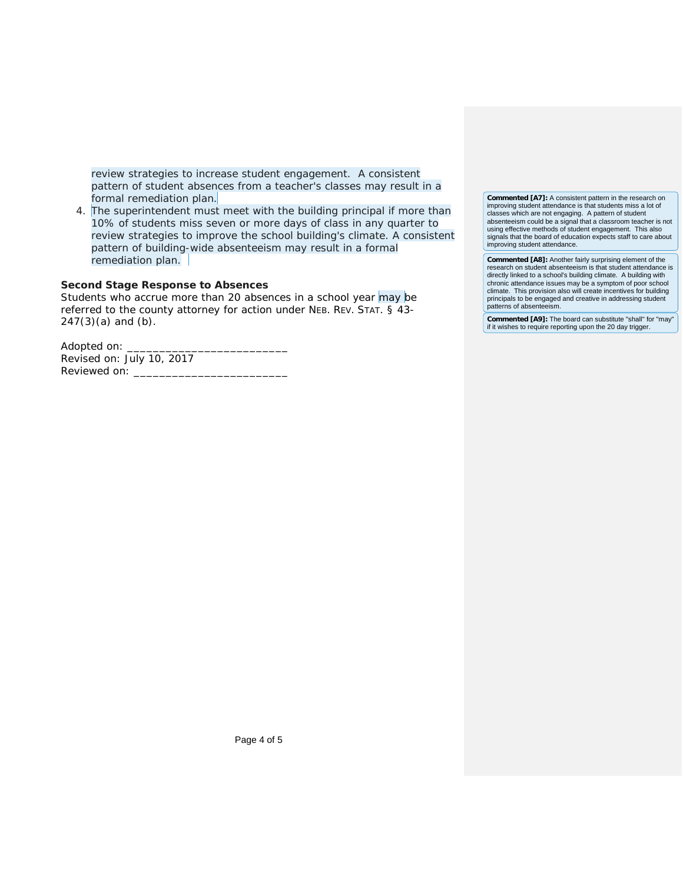review strategies to increase student engagement. A consistent pattern of student absences from a teacher's classes may result in a formal remediation plan.

4. The superintendent must meet with the building principal if more than 10% of students miss seven or more days of class in any quarter to review strategies to improve the school building's climate. A consistent pattern of building-wide absenteeism may result in a formal remediation plan.

### Second Stage Response to Absences

Students who accrue more than 20 absences in a school year may be referred to the county attorney for action under NEB. REV. STAT. § 43-247(3)(a) and (b).

Adopted on: _________________________
Revised on: July 10, 2017
Reviewed on: ________________________

**Commented [A7]:** A consistent pattern in the research on improving student attendance is that students miss a lot of classes which are not engaging. A pattern of student absenteeism could be a signal that a classroom teacher is not using effective methods of student engagement. This also signals that the board of education expects staff to care about improving student attendance.

**Commented [A8]:** Another fairly surprising element of the research on student absenteeism is that student attendance is directly linked to a school's building climate. A building with chronic attendance issues may be a symptom of poor school climate. This provision also will create incentives for building principals to be engaged and creative in addressing student patterns of absenteeism.

**Commented [A9]:** The board can substitute "shall" for "may" if it wishes to require reporting upon the 20 day trigger.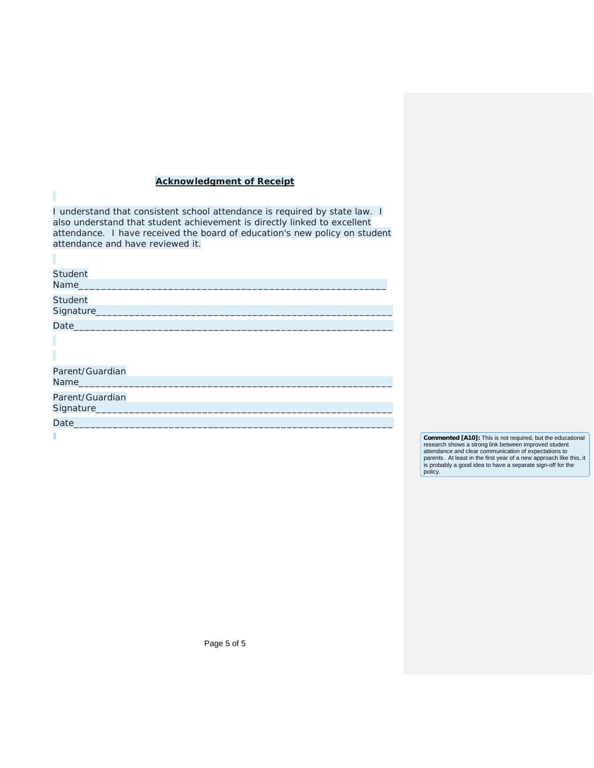**Acknowledgment of Receipt**

I understand that consistent school attendance is required by state law. I also understand that student achievement is directly linked to excellent attendance. I have received the board of education's new policy on student attendance and have reviewed it.

Student Name______________________________________________________

Student Signature__________________________________________________

Date_____________________________________________________________

Parent/Guardian Name______________________________________________

Parent/Guardian Signature__________________________________________

Date_____________________________________________________________

**Commented [A10]:** This is not required, but the educational research shows a strong link between improved student attendance and clear communication of expectations to parents. At least in the first year of a new approach like this, it is probably a good idea to have a separate sign-off for the policy.